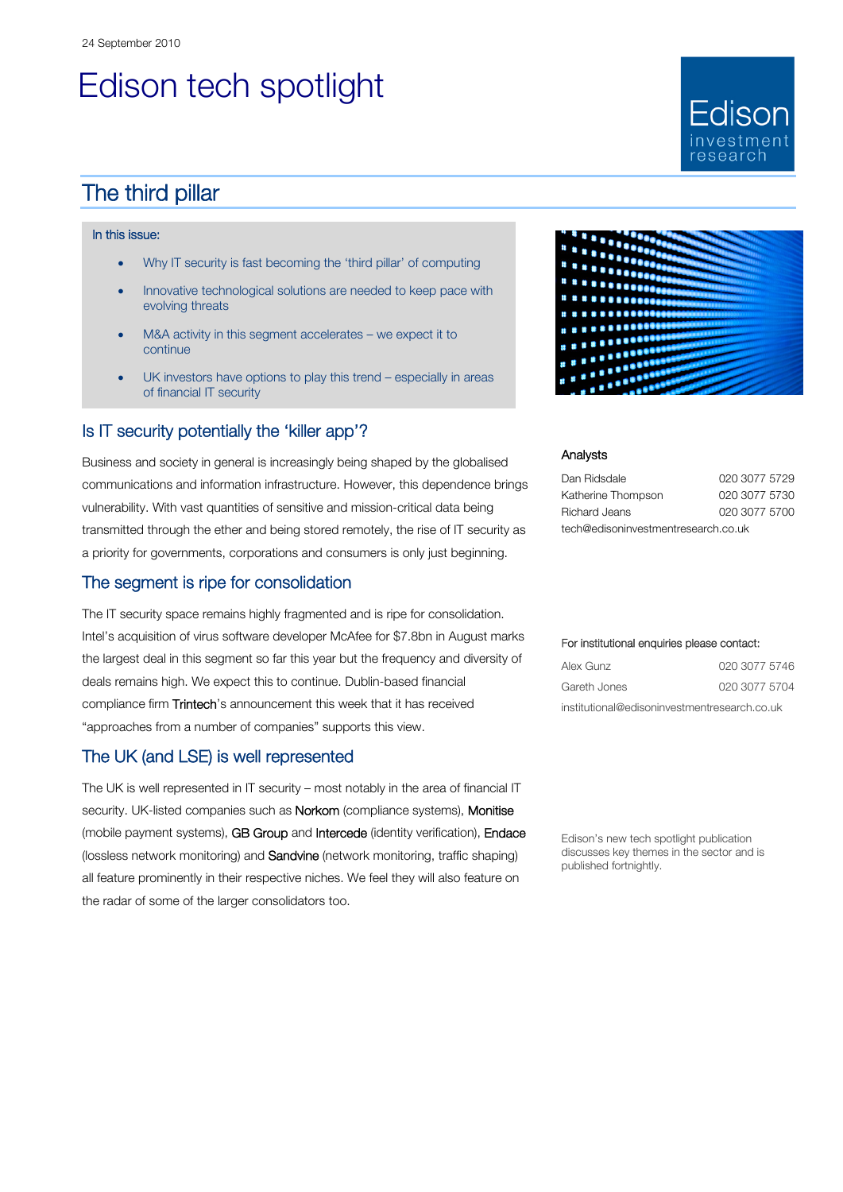24 September 2010

# Edison tech spotlight

## The third pillar

In this issue:

- Why IT security is fast becoming the 'third pillar' of computing
- Innovative technological solutions are needed to keep pace with evolving threats
- M&A activity in this segment accelerates – we expect it to continue
- UK investors have options to play this trend – especially in areas of financial IT security

### Is IT security potentially the 'killer app'?

Business and society in general is increasingly being shaped by the globalised communications and information infrastructure. However, this dependence brings vulnerability. With vast quantities of sensitive and mission-critical data being transmitted through the ether and being stored remotely, the rise of IT security as a priority for governments, corporations and consumers is only just beginning.

### The segment is ripe for consolidation

The IT security space remains highly fragmented and is ripe for consolidation. Intel's acquisition of virus software developer McAfee for $7.8bn in August marks the largest deal in this segment so far this year but the frequency and diversity of deals remains high. We expect this to continue. Dublin-based financial compliance firm **Trintech**'s announcement this week that it has received "approaches from a number of companies" supports this view.

### The UK (and LSE) is well represented

The UK is well represented in IT security – most notably in the area of financial IT security. UK-listed companies such as **Norkom** (compliance systems), **Monitise** (mobile payment systems), **GB Group** and **Intercede** (identity verification), **Endace** (lossless network monitoring) and **Sandvine** (network monitoring, traffic shaping) all feature prominently in their respective niches. We feel they will also feature on the radar of some of the larger consolidators too.

Analysts

| | |
|---|---|
| Dan Ridsdale | 020 3077 5729 |
| Katherine Thompson | 020 3077 5730 |
| Richard Jeans | 020 3077 5700 |

tech@edisoninvestmentresearch.co.uk

For institutional enquiries please contact:

| | |
|---|---|
| Alex Gunz | 020 3077 5746 |
| Gareth Jones | 020 3077 5704 |

institutional@edisoninvestmentresearch.co.uk

Edison's new tech spotlight publication discusses key themes in the sector and is published fortnightly.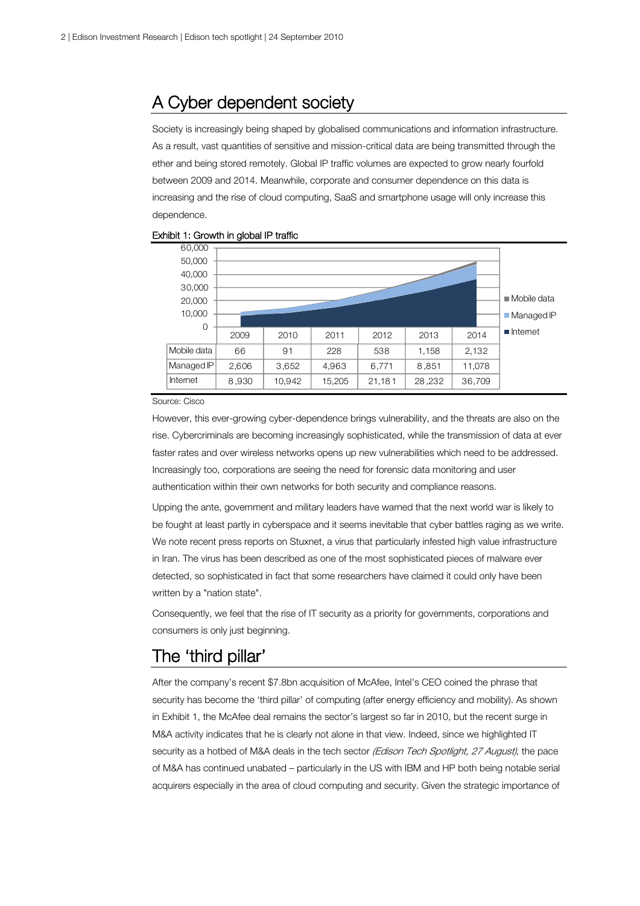## A Cyber dependent society

Society is increasingly being shaped by globalised communications and information infrastructure. As a result, vast quantities of sensitive and mission-critical data are being transmitted through the ether and being stored remotely. Global IP traffic volumes are expected to grow nearly fourfold between 2009 and 2014. Meanwhile, corporate and consumer dependence on this data is increasing and the rise of cloud computing, SaaS and smartphone usage will only increase this dependence.

Exhibit 1: Growth in global IP traffic

| | 2009 | 2010 | 2011 | 2012 | 2013 | 2014 |
|---|---|---|---|---|---|---|
| Mobile data | 66 | 91 | 228 | 538 | 1,158 | 2,132 |
| Managed IP | 2,606 | 3,652 | 4,963 | 6,771 | 8,851 | 11,078 |
| Internet | 8,930 | 10,942 | 15,205 | 21,181 | 28,232 | 36,709 |

Source: Cisco

However, this ever-growing cyber-dependence brings vulnerability, and the threats are also on the rise. Cybercriminals are becoming increasingly sophisticated, while the transmission of data at ever faster rates and over wireless networks opens up new vulnerabilities which need to be addressed. Increasingly too, corporations are seeing the need for forensic data monitoring and user authentication within their own networks for both security and compliance reasons.

Upping the ante, government and military leaders have warned that the next world war is likely to be fought at least partly in cyberspace and it seems inevitable that cyber battles raging as we write. We note recent press reports on Stuxnet, a virus that particularly infested high value infrastructure in Iran. The virus has been described as one of the most sophisticated pieces of malware ever detected, so sophisticated in fact that some researchers have claimed it could only have been written by a "nation state".

Consequently, we feel that the rise of IT security as a priority for governments, corporations and consumers is only just beginning.

## The 'third pillar'

After the company's recent $7.8bn acquisition of McAfee, Intel's CEO coined the phrase that security has become the 'third pillar' of computing (after energy efficiency and mobility). As shown in Exhibit 1, the McAfee deal remains the sector's largest so far in 2010, but the recent surge in M&A activity indicates that he is clearly not alone in that view. Indeed, since we highlighted IT security as a hotbed of M&A deals in the tech sector *(Edison Tech Spotlight, 27 August)*, the pace of M&A has continued unabated – particularly in the US with IBM and HP both being notable serial acquirers especially in the area of cloud computing and security. Given the strategic importance of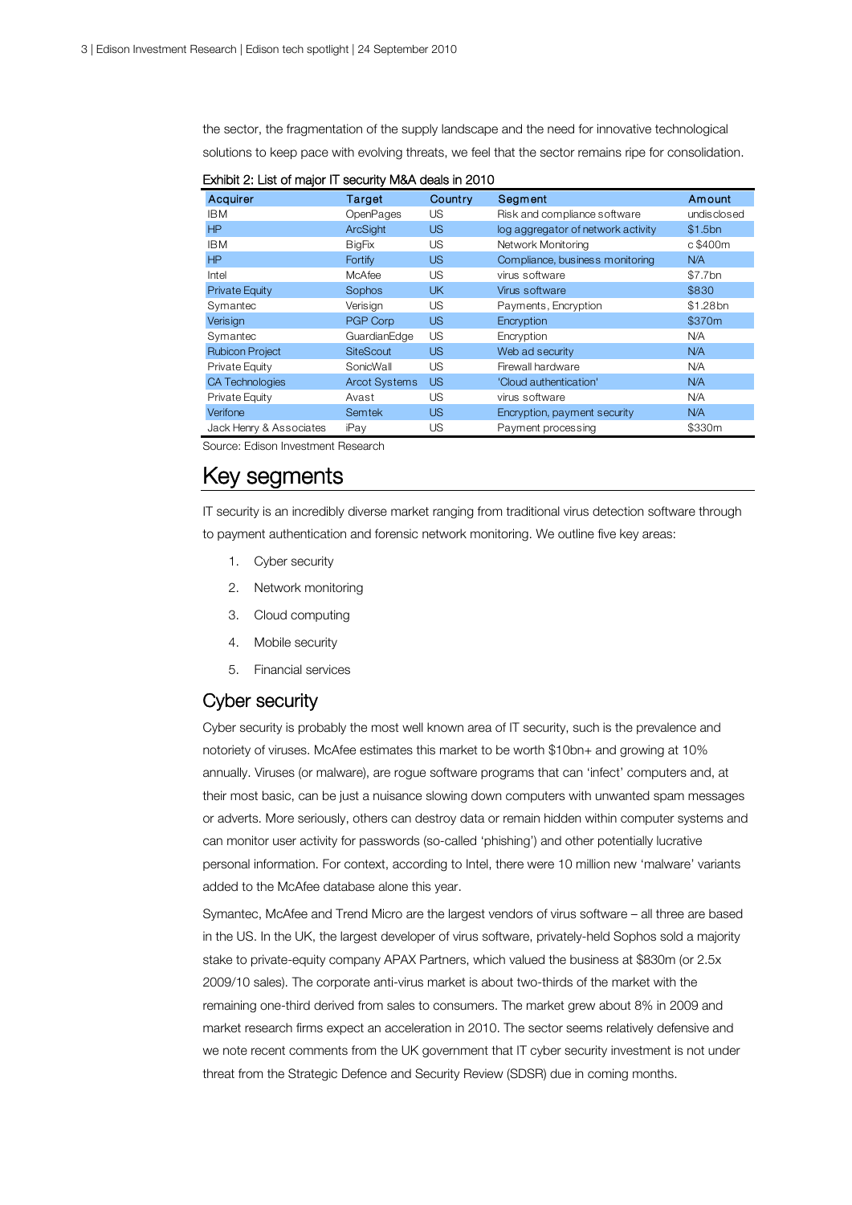the sector, the fragmentation of the supply landscape and the need for innovative technological solutions to keep pace with evolving threats, we feel that the sector remains ripe for consolidation.

Exhibit 2: List of major IT security M&A deals in 2010

| Acquirer | Target | Country | Segment | Amount |
|---|---|---|---|---|
| IBM | OpenPages | US | Risk and compliance software | undisclosed |
| HP | ArcSight | US | log aggregator of network activity | $1.5bn |
| IBM | BigFix | US | Network Monitoring | c $400m |
| HP | Fortify | US | Compliance, business monitoring | N/A |
| Intel | McAfee | US | virus software | $7.7bn |
| Private Equity | Sophos | UK | Virus software | $830 |
| Symantec | Verisign | US | Payments, Encryption | $1.28bn |
| Verisign | PGP Corp | US | Encryption | $370m |
| Symantec | GuardianEdge | US | Encryption | N/A |
| Rubicon Project | SiteScout | US | Web ad security | N/A |
| Private Equity | SonicWall | US | Firewall hardware | N/A |
| CA Technologies | Arcot Systems | US | 'Cloud authentication' | N/A |
| Private Equity | Avast | US | virus software | N/A |
| Verifone | Semtek | US | Encryption, payment security | N/A |
| Jack Henry & Associates | iPay | US | Payment processing | $330m |

Source: Edison Investment Research

# Key segments

IT security is an incredibly diverse market ranging from traditional virus detection software through to payment authentication and forensic network monitoring. We outline five key areas:

1. Cyber security
2. Network monitoring
3. Cloud computing
4. Mobile security
5. Financial services

## Cyber security

Cyber security is probably the most well known area of IT security, such is the prevalence and notoriety of viruses. McAfee estimates this market to be worth $10bn+ and growing at 10% annually. Viruses (or malware), are rogue software programs that can 'infect' computers and, at their most basic, can be just a nuisance slowing down computers with unwanted spam messages or adverts. More seriously, others can destroy data or remain hidden within computer systems and can monitor user activity for passwords (so-called 'phishing') and other potentially lucrative personal information. For context, according to Intel, there were 10 million new 'malware' variants added to the McAfee database alone this year.

Symantec, McAfee and Trend Micro are the largest vendors of virus software – all three are based in the US. In the UK, the largest developer of virus software, privately-held Sophos sold a majority stake to private-equity company APAX Partners, which valued the business at $830m (or 2.5x 2009/10 sales). The corporate anti-virus market is about two-thirds of the market with the remaining one-third derived from sales to consumers. The market grew about 8% in 2009 and market research firms expect an acceleration in 2010. The sector seems relatively defensive and we note recent comments from the UK government that IT cyber security investment is not under threat from the Strategic Defence and Security Review (SDSR) due in coming months.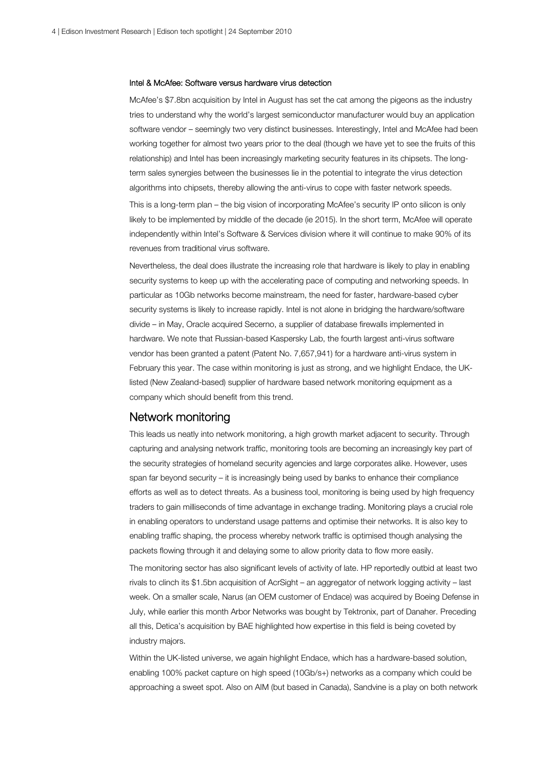#### Intel & McAfee: Software versus hardware virus detection

McAfee's $7.8bn acquisition by Intel in August has set the cat among the pigeons as the industry tries to understand why the world's largest semiconductor manufacturer would buy an application software vendor – seemingly two very distinct businesses. Interestingly, Intel and McAfee had been working together for almost two years prior to the deal (though we have yet to see the fruits of this relationship) and Intel has been increasingly marketing security features in its chipsets. The long-term sales synergies between the businesses lie in the potential to integrate the virus detection algorithms into chipsets, thereby allowing the anti-virus to cope with faster network speeds.

This is a long-term plan – the big vision of incorporating McAfee's security IP onto silicon is only likely to be implemented by middle of the decade (ie 2015). In the short term, McAfee will operate independently within Intel's Software & Services division where it will continue to make 90% of its revenues from traditional virus software.

Nevertheless, the deal does illustrate the increasing role that hardware is likely to play in enabling security systems to keep up with the accelerating pace of computing and networking speeds. In particular as 10Gb networks become mainstream, the need for faster, hardware-based cyber security systems is likely to increase rapidly. Intel is not alone in bridging the hardware/software divide – in May, Oracle acquired Secerno, a supplier of database firewalls implemented in hardware. We note that Russian-based Kaspersky Lab, the fourth largest anti-virus software vendor has been granted a patent (Patent No. 7,657,941) for a hardware anti-virus system in February this year. The case within monitoring is just as strong, and we highlight Endace, the UK-listed (New Zealand-based) supplier of hardware based network monitoring equipment as a company which should benefit from this trend.

## Network monitoring

This leads us neatly into network monitoring, a high growth market adjacent to security. Through capturing and analysing network traffic, monitoring tools are becoming an increasingly key part of the security strategies of homeland security agencies and large corporates alike. However, uses span far beyond security – it is increasingly being used by banks to enhance their compliance efforts as well as to detect threats. As a business tool, monitoring is being used by high frequency traders to gain milliseconds of time advantage in exchange trading. Monitoring plays a crucial role in enabling operators to understand usage patterns and optimise their networks. It is also key to enabling traffic shaping, the process whereby network traffic is optimised though analysing the packets flowing through it and delaying some to allow priority data to flow more easily.

The monitoring sector has also significant levels of activity of late. HP reportedly outbid at least two rivals to clinch its $1.5bn acquisition of AcrSight – an aggregator of network logging activity – last week. On a smaller scale, Narus (an OEM customer of Endace) was acquired by Boeing Defense in July, while earlier this month Arbor Networks was bought by Tektronix, part of Danaher. Preceding all this, Detica's acquisition by BAE highlighted how expertise in this field is being coveted by industry majors.

Within the UK-listed universe, we again highlight Endace, which has a hardware-based solution, enabling 100% packet capture on high speed (10Gb/s+) networks as a company which could be approaching a sweet spot. Also on AIM (but based in Canada), Sandvine is a play on both network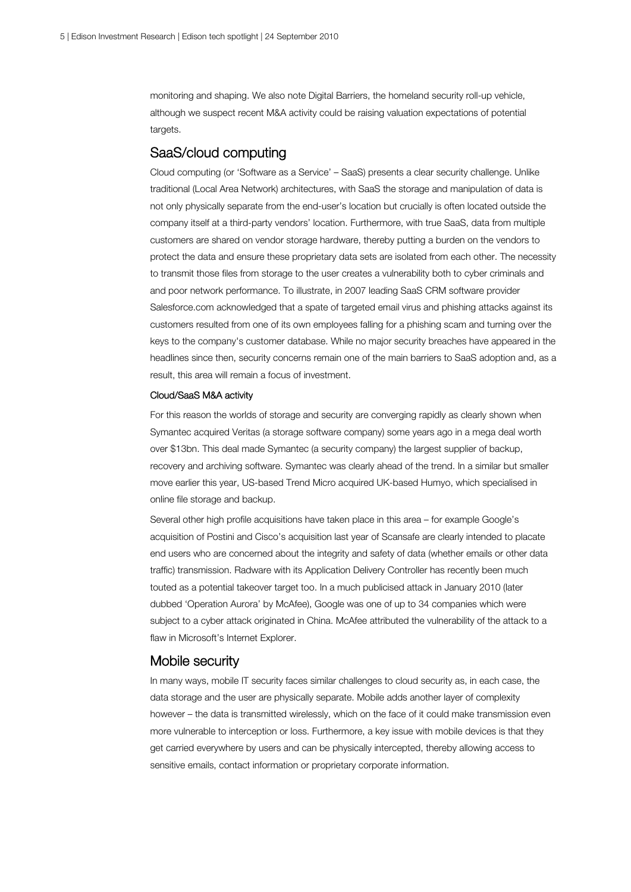monitoring and shaping. We also note Digital Barriers, the homeland security roll-up vehicle, although we suspect recent M&A activity could be raising valuation expectations of potential targets.

## SaaS/cloud computing

Cloud computing (or 'Software as a Service' – SaaS) presents a clear security challenge. Unlike traditional (Local Area Network) architectures, with SaaS the storage and manipulation of data is not only physically separate from the end-user's location but crucially is often located outside the company itself at a third-party vendors' location. Furthermore, with true SaaS, data from multiple customers are shared on vendor storage hardware, thereby putting a burden on the vendors to protect the data and ensure these proprietary data sets are isolated from each other. The necessity to transmit those files from storage to the user creates a vulnerability both to cyber criminals and and poor network performance. To illustrate, in 2007 leading SaaS CRM software provider Salesforce.com acknowledged that a spate of targeted email virus and phishing attacks against its customers resulted from one of its own employees falling for a phishing scam and turning over the keys to the company's customer database. While no major security breaches have appeared in the headlines since then, security concerns remain one of the main barriers to SaaS adoption and, as a result, this area will remain a focus of investment.

### Cloud/SaaS M&A activity

For this reason the worlds of storage and security are converging rapidly as clearly shown when Symantec acquired Veritas (a storage software company) some years ago in a mega deal worth over $13bn. This deal made Symantec (a security company) the largest supplier of backup, recovery and archiving software. Symantec was clearly ahead of the trend. In a similar but smaller move earlier this year, US-based Trend Micro acquired UK-based Humyo, which specialised in online file storage and backup.

Several other high profile acquisitions have taken place in this area – for example Google's acquisition of Postini and Cisco's acquisition last year of Scansafe are clearly intended to placate end users who are concerned about the integrity and safety of data (whether emails or other data traffic) transmission. Radware with its Application Delivery Controller has recently been much touted as a potential takeover target too. In a much publicised attack in January 2010 (later dubbed 'Operation Aurora' by McAfee), Google was one of up to 34 companies which were subject to a cyber attack originated in China. McAfee attributed the vulnerability of the attack to a flaw in Microsoft's Internet Explorer.

## Mobile security

In many ways, mobile IT security faces similar challenges to cloud security as, in each case, the data storage and the user are physically separate. Mobile adds another layer of complexity however – the data is transmitted wirelessly, which on the face of it could make transmission even more vulnerable to interception or loss. Furthermore, a key issue with mobile devices is that they get carried everywhere by users and can be physically intercepted, thereby allowing access to sensitive emails, contact information or proprietary corporate information.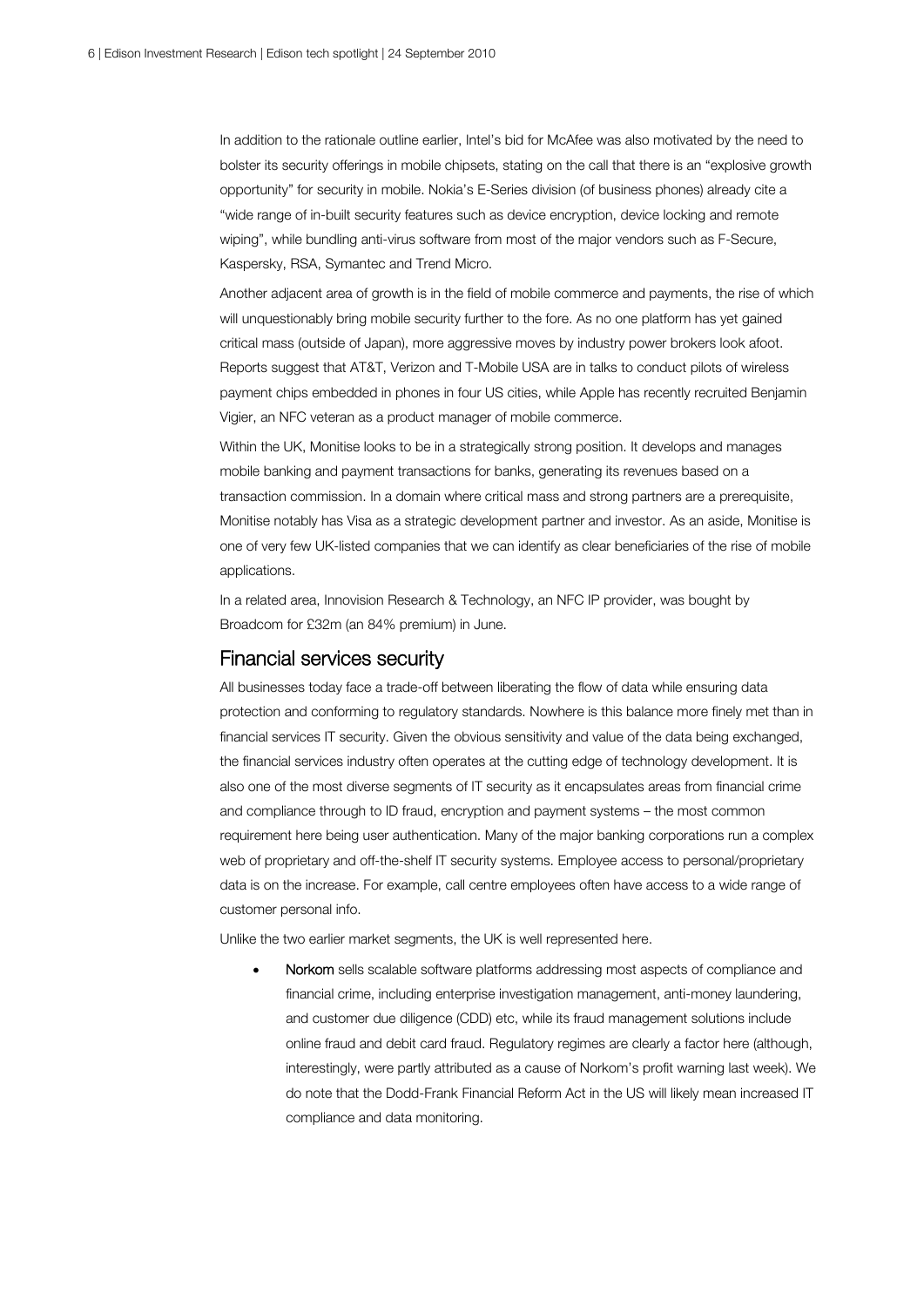In addition to the rationale outline earlier, Intel's bid for McAfee was also motivated by the need to bolster its security offerings in mobile chipsets, stating on the call that there is an "explosive growth opportunity" for security in mobile. Nokia's E-Series division (of business phones) already cite a "wide range of in-built security features such as device encryption, device locking and remote wiping", while bundling anti-virus software from most of the major vendors such as F-Secure, Kaspersky, RSA, Symantec and Trend Micro.

Another adjacent area of growth is in the field of mobile commerce and payments, the rise of which will unquestionably bring mobile security further to the fore. As no one platform has yet gained critical mass (outside of Japan), more aggressive moves by industry power brokers look afoot. Reports suggest that AT&T, Verizon and T-Mobile USA are in talks to conduct pilots of wireless payment chips embedded in phones in four US cities, while Apple has recently recruited Benjamin Vigier, an NFC veteran as a product manager of mobile commerce.

Within the UK, Monitise looks to be in a strategically strong position. It develops and manages mobile banking and payment transactions for banks, generating its revenues based on a transaction commission. In a domain where critical mass and strong partners are a prerequisite, Monitise notably has Visa as a strategic development partner and investor. As an aside, Monitise is one of very few UK-listed companies that we can identify as clear beneficiaries of the rise of mobile applications.

In a related area, Innovision Research & Technology, an NFC IP provider, was bought by Broadcom for £32m (an 84% premium) in June.

## Financial services security

All businesses today face a trade-off between liberating the flow of data while ensuring data protection and conforming to regulatory standards. Nowhere is this balance more finely met than in financial services IT security. Given the obvious sensitivity and value of the data being exchanged, the financial services industry often operates at the cutting edge of technology development. It is also one of the most diverse segments of IT security as it encapsulates areas from financial crime and compliance through to ID fraud, encryption and payment systems – the most common requirement here being user authentication. Many of the major banking corporations run a complex web of proprietary and off-the-shelf IT security systems. Employee access to personal/proprietary data is on the increase. For example, call centre employees often have access to a wide range of customer personal info.

Unlike the two earlier market segments, the UK is well represented here.

- **Norkom** sells scalable software platforms addressing most aspects of compliance and financial crime, including enterprise investigation management, anti-money laundering, and customer due diligence (CDD) etc, while its fraud management solutions include online fraud and debit card fraud. Regulatory regimes are clearly a factor here (although, interestingly, were partly attributed as a cause of Norkom's profit warning last week). We do note that the Dodd-Frank Financial Reform Act in the US will likely mean increased IT compliance and data monitoring.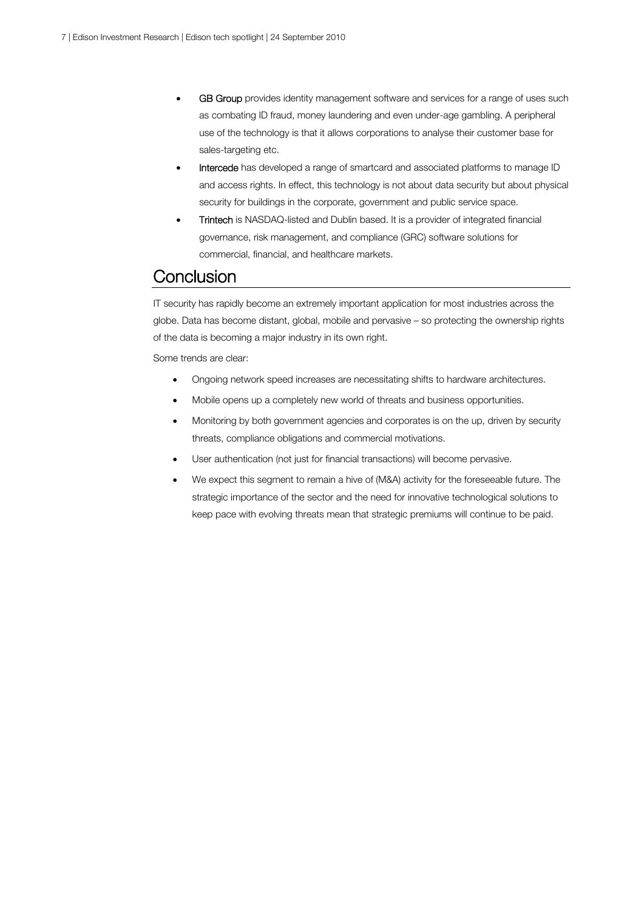- **GB Group** provides identity management software and services for a range of uses such as combating ID fraud, money laundering and even under-age gambling. A peripheral use of the technology is that it allows corporations to analyse their customer base for sales-targeting etc.
- **Intercede** has developed a range of smartcard and associated platforms to manage ID and access rights. In effect, this technology is not about data security but about physical security for buildings in the corporate, government and public service space.
- **Trintech** is NASDAQ-listed and Dublin based. It is a provider of integrated financial governance, risk management, and compliance (GRC) software solutions for commercial, financial, and healthcare markets.

## Conclusion

IT security has rapidly become an extremely important application for most industries across the globe. Data has become distant, global, mobile and pervasive – so protecting the ownership rights of the data is becoming a major industry in its own right.

Some trends are clear:

- Ongoing network speed increases are necessitating shifts to hardware architectures.
- Mobile opens up a completely new world of threats and business opportunities.
- Monitoring by both government agencies and corporates is on the up, driven by security threats, compliance obligations and commercial motivations.
- User authentication (not just for financial transactions) will become pervasive.
- We expect this segment to remain a hive of (M&A) activity for the foreseeable future. The strategic importance of the sector and the need for innovative technological solutions to keep pace with evolving threats mean that strategic premiums will continue to be paid.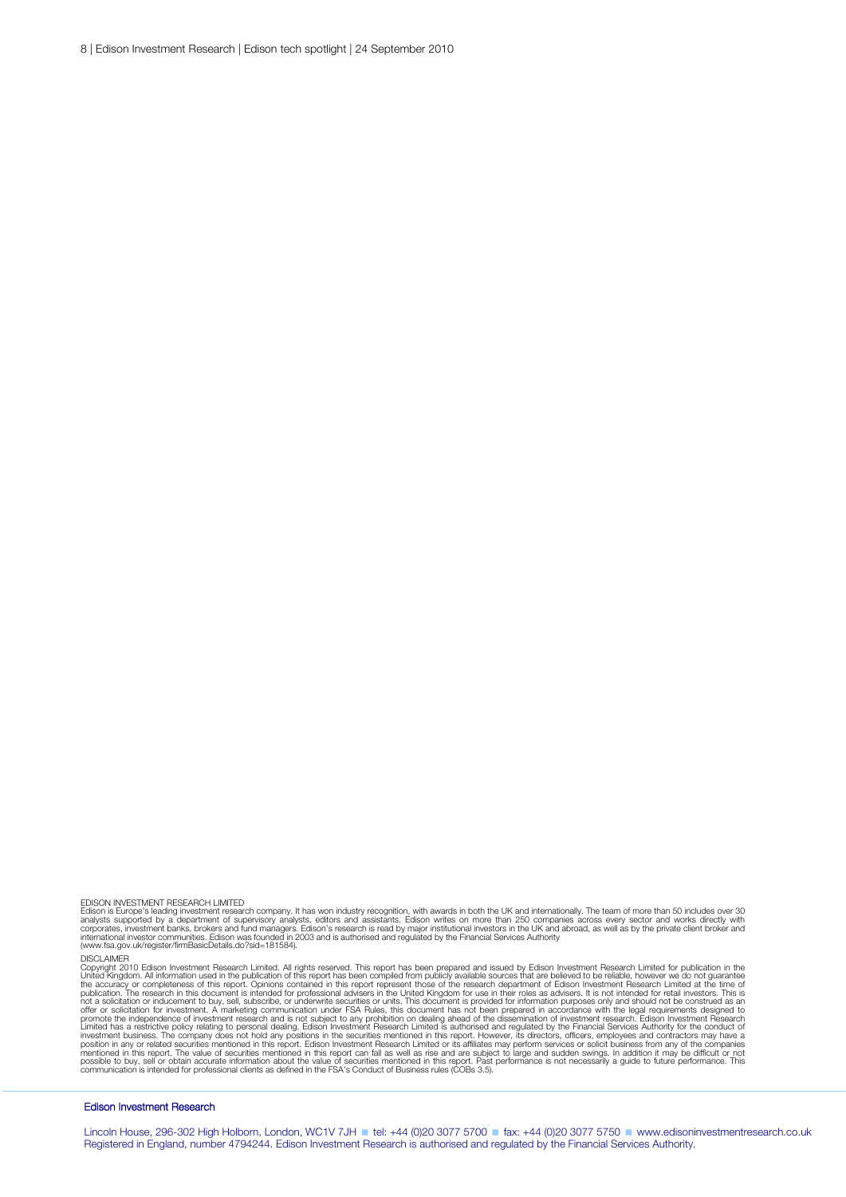EDISON INVESTMENT RESEARCH LIMITED
Edison is Europe's leading investment research company. It has won industry recognition, with awards in both the UK and internationally. The team of more than 50 includes over 30 analysts supported by a department of supervisory analysts, editors and assistants. Edison writes on more than 250 companies across every sector and works directly with corporates, investment banks, brokers and fund managers. Edison's research is read by major institutional investors in the UK and abroad, as well as by the private client broker and international investor communities. Edison was founded in 2003 and is authorised and regulated by the Financial Services Authority (www.fsa.gov.uk/register/firmBasicDetails.do?sid=181584).

DISCLAIMER
Copyright 2010 Edison Investment Research Limited. All rights reserved. This report has been prepared and issued by Edison Investment Research Limited for publication in the United Kingdom. All information used in the publication of this report has been compiled from publicly available sources that are believed to be reliable, however we do not guarantee the accuracy or completeness of this report. Opinions contained in this report represent those of the research department of Edison Investment Research Limited at the time of publication. The research in this document is intended for professional advisers in the United Kingdom for use in their roles as advisers. It is not intended for retail investors. This is not a solicitation or inducement to buy, sell, subscribe, or underwrite securities or units. This document is provided for information purposes only and should not be construed as an offer or solicitation for investment. A marketing communication under FSA Rules, this document has not been prepared in accordance with the legal requirements designed to promote the independence of investment research and is not subject to any prohibition on dealing ahead of the dissemination of investment research. Edison Investment Research Limited has a restrictive policy relating to personal dealing. Edison Investment Research Limited is authorised and regulated by the Financial Services Authority for the conduct of investment business. The company does not hold any positions in the securities mentioned in this report. However, its directors, officers, employees and contractors may have a position in any or related securities mentioned in this report. Edison Investment Research Limited or its affiliates may perform services or solicit business from any of the companies mentioned in this report. The value of securities mentioned in this report can fall as well as rise and are subject to large and sudden swings. In addition it may be difficult or not possible to buy, sell or obtain accurate information about the value of securities mentioned in this report. Past performance is not necessarily a guide to future performance. This communication is intended for professional clients as defined in the FSA's Conduct of Business rules (COBs 3.5).

Edison Investment Research

Lincoln House, 296-302 High Holborn, London, WC1V 7JH ■ tel: +44 (0)20 3077 5700 ■ fax: +44 (0)20 3077 5750 ■ www.edisoninvestmentresearch.co.uk
Registered in England, number 4794244. Edison Investment Research is authorised and regulated by the Financial Services Authority.